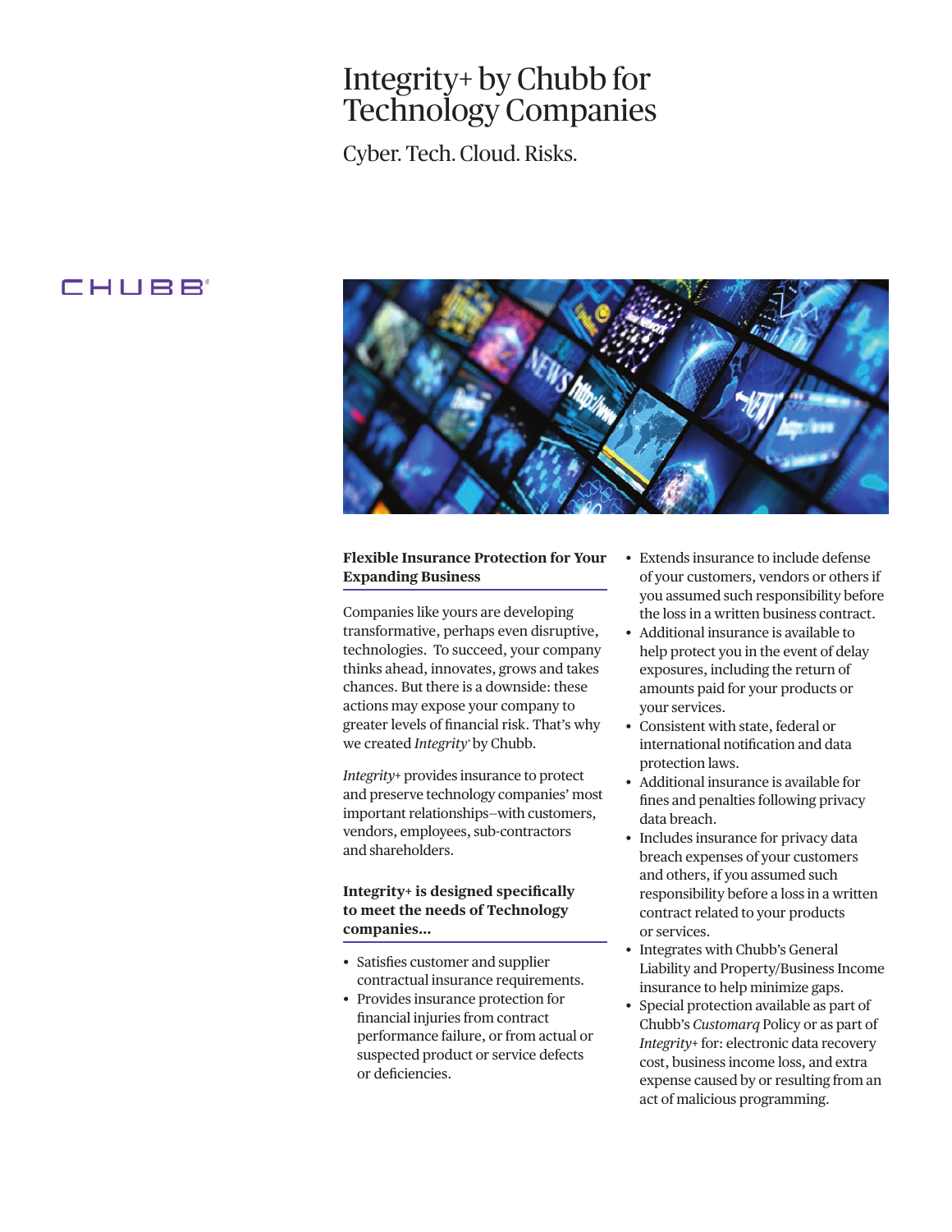# Integrity+ by Chubb for Technology Companies

Cyber. Tech. Cloud. Risks.

CHUBB®

## Flexible Insurance Protection for Your Expanding Business

Companies like yours are developing transformative, perhaps even disruptive, technologies. To succeed, your company thinks ahead, innovates, grows and takes chances. But there is a downside: these actions may expose your company to greater levels of financial risk. That's why we created *Integrity*+ by Chubb.

*Integrity*+ provides insurance to protect and preserve technology companies' most important relationships–with customers, vendors, employees, sub-contractors and shareholders.

## Integrity+ is designed specifically to meet the needs of Technology companies...

- Satisfies customer and supplier contractual insurance requirements.
- Provides insurance protection for financial injuries from contract performance failure, or from actual or suspected product or service defects or deficiencies.
- Extends insurance to include defense of your customers, vendors or others if you assumed such responsibility before the loss in a written business contract.
- Additional insurance is available to help protect you in the event of delay exposures, including the return of amounts paid for your products or your services.
- Consistent with state, federal or international notification and data protection laws.
- Additional insurance is available for fines and penalties following privacy data breach.
- Includes insurance for privacy data breach expenses of your customers and others, if you assumed such responsibility before a loss in a written contract related to your products or services.
- Integrates with Chubb's General Liability and Property/Business Income insurance to help minimize gaps.
- Special protection available as part of Chubb's *Customarq* Policy or as part of *Integrity*+ for: electronic data recovery cost, business income loss, and extra expense caused by or resulting from an act of malicious programming.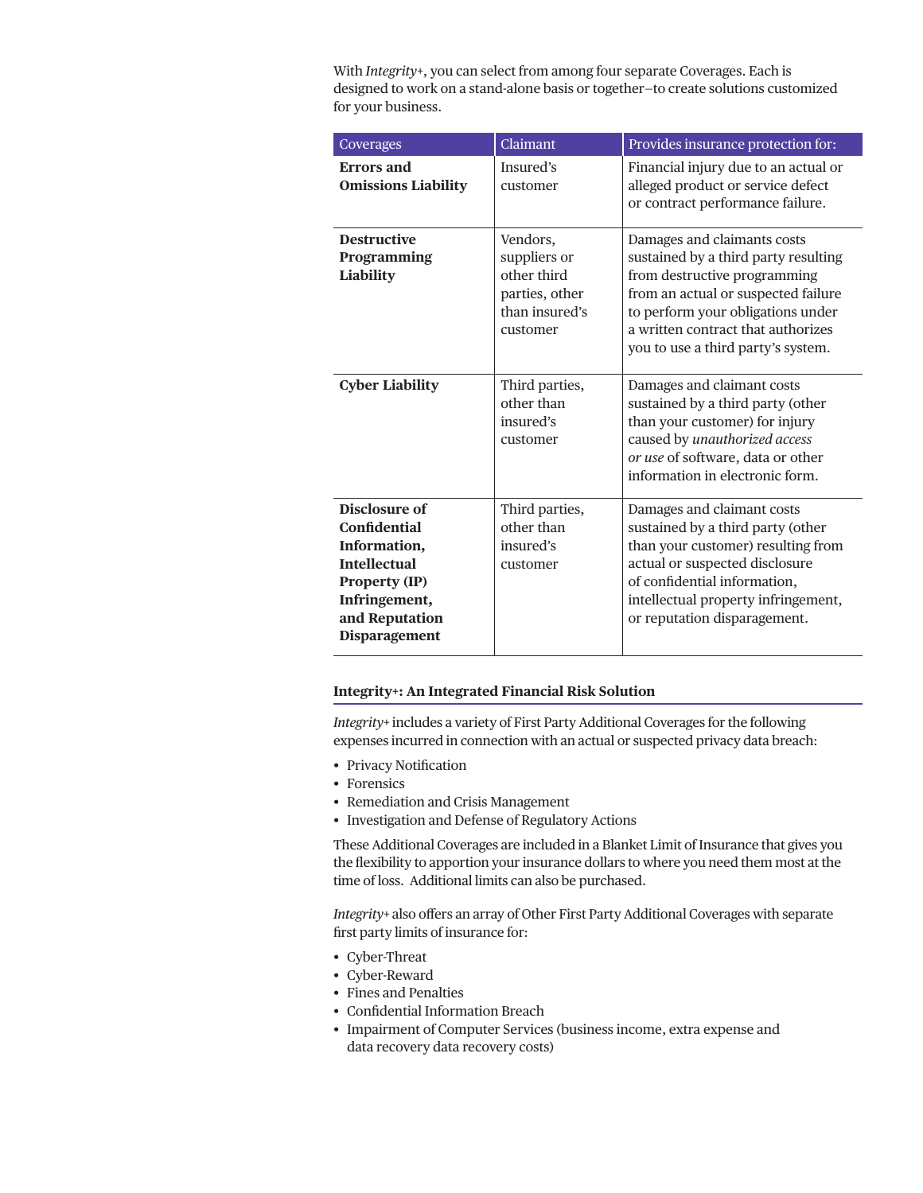With *Integrity+*, you can select from among four separate Coverages. Each is designed to work on a stand-alone basis or together–to create solutions customized for your business.

| Coverages | Claimant | Provides insurance protection for: |
|---|---|---|
| **Errors and Omissions Liability** | Insured's customer | Financial injury due to an actual or alleged product or service defect or contract performance failure. |
| **Destructive Programming Liability** | Vendors, suppliers or other third parties, other than insured's customer | Damages and claimants costs sustained by a third party resulting from destructive programming from an actual or suspected failure to perform your obligations under a written contract that authorizes you to use a third party's system. |
| **Cyber Liability** | Third parties, other than insured's customer | Damages and claimant costs sustained by a third party (other than your customer) for injury caused by *unauthorized access or use* of software, data or other information in electronic form. |
| **Disclosure of Confidential Information, Intellectual Property (IP) Infringement, and Reputation Disparagement** | Third parties, other than insured's customer | Damages and claimant costs sustained by a third party (other than your customer) resulting from actual or suspected disclosure of confidential information, intellectual property infringement, or reputation disparagement. |

### Integrity+: An Integrated Financial Risk Solution

*Integrity+* includes a variety of First Party Additional Coverages for the following expenses incurred in connection with an actual or suspected privacy data breach:

- Privacy Notification
- Forensics
- Remediation and Crisis Management
- Investigation and Defense of Regulatory Actions

These Additional Coverages are included in a Blanket Limit of Insurance that gives you the flexibility to apportion your insurance dollars to where you need them most at the time of loss. Additional limits can also be purchased.

*Integrity+* also offers an array of Other First Party Additional Coverages with separate first party limits of insurance for:

- Cyber-Threat
- Cyber-Reward
- Fines and Penalties
- Confidential Information Breach
- Impairment of Computer Services (business income, extra expense and data recovery data recovery costs)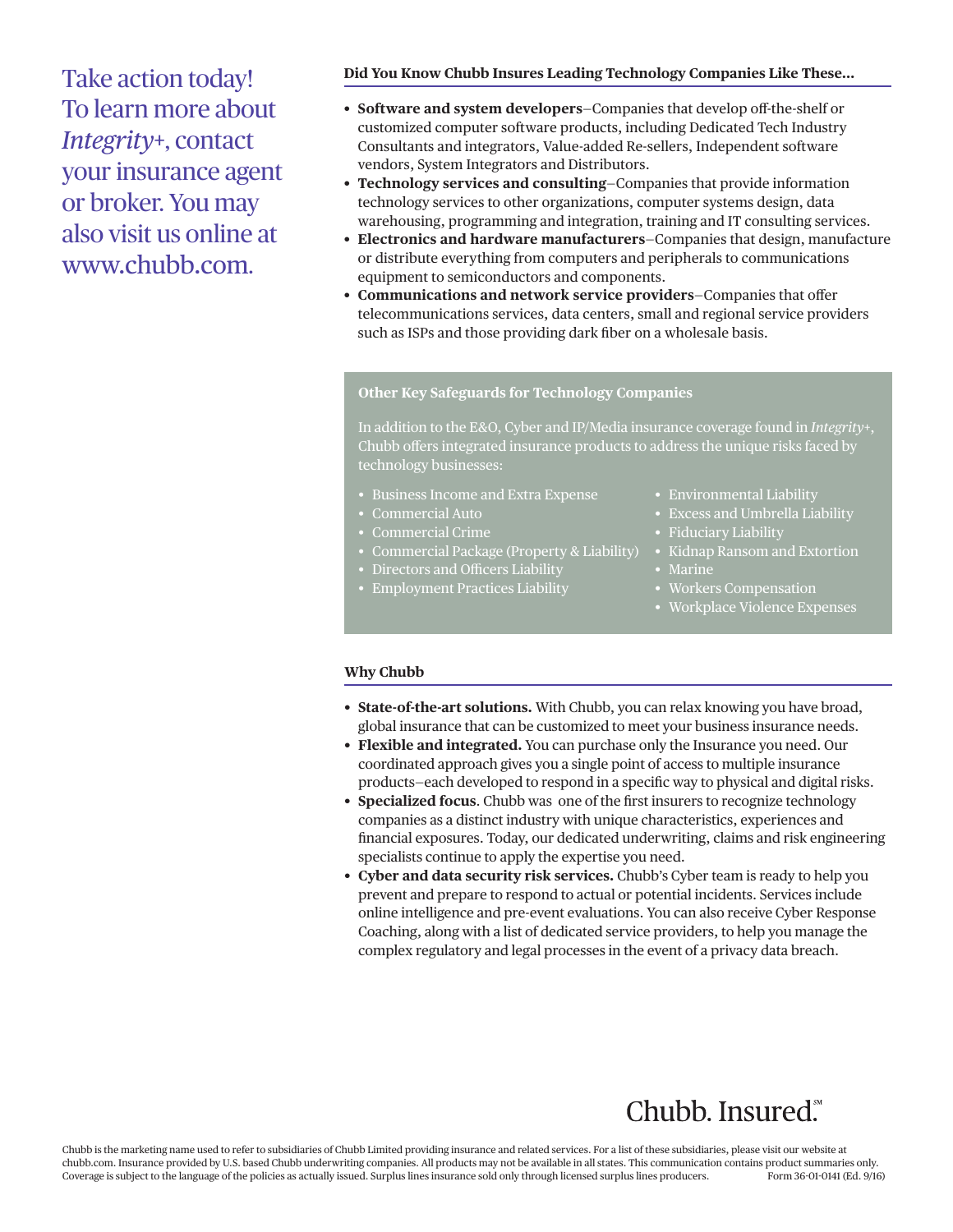Take action today! To learn more about *Integrity+*, contact your insurance agent or broker. You may also visit us online at www.chubb.com.

## Did You Know Chubb Insures Leading Technology Companies Like These...

- **Software and system developers**–Companies that develop off-the-shelf or customized computer software products, including Dedicated Tech Industry Consultants and integrators, Value-added Re-sellers, Independent software vendors, System Integrators and Distributors.
- **Technology services and consulting**–Companies that provide information technology services to other organizations, computer systems design, data warehousing, programming and integration, training and IT consulting services.
- **Electronics and hardware manufacturers**–Companies that design, manufacture or distribute everything from computers and peripherals to communications equipment to semiconductors and components.
- **Communications and network service providers**–Companies that offer telecommunications services, data centers, small and regional service providers such as ISPs and those providing dark fiber on a wholesale basis.

### Other Key Safeguards for Technology Companies

In addition to the E&O, Cyber and IP/Media insurance coverage found in *Integrity+*, Chubb offers integrated insurance products to address the unique risks faced by technology businesses:

- Business Income and Extra Expense
- Commercial Auto
- Commercial Crime
- Commercial Package (Property & Liability)
- Directors and Officers Liability
- Employment Practices Liability
- Environmental Liability
- Excess and Umbrella Liability
- Fiduciary Liability
- Kidnap Ransom and Extortion
- Marine
- Workers Compensation
- Workplace Violence Expenses

## Why Chubb

- **State-of-the-art solutions.** With Chubb, you can relax knowing you have broad, global insurance that can be customized to meet your business insurance needs.
- **Flexible and integrated.** You can purchase only the Insurance you need. Our coordinated approach gives you a single point of access to multiple insurance products–each developed to respond in a specific way to physical and digital risks.
- **Specialized focus**. Chubb was one of the first insurers to recognize technology companies as a distinct industry with unique characteristics, experiences and financial exposures. Today, our dedicated underwriting, claims and risk engineering specialists continue to apply the expertise you need.
- **Cyber and data security risk services.** Chubb's Cyber team is ready to help you prevent and prepare to respond to actual or potential incidents. Services include online intelligence and pre-event evaluations. You can also receive Cyber Response Coaching, along with a list of dedicated service providers, to help you manage the complex regulatory and legal processes in the event of a privacy data breach.

Chubb. Insured.℠

Chubb is the marketing name used to refer to subsidiaries of Chubb Limited providing insurance and related services. For a list of these subsidiaries, please visit our website at chubb.com. Insurance provided by U.S. based Chubb underwriting companies. All products may not be available in all states. This communication contains product summaries only. Coverage is subject to the language of the policies as actually issued. Surplus lines insurance sold only through licensed surplus lines producers. Form 36-01-0141 (Ed. 9/16)